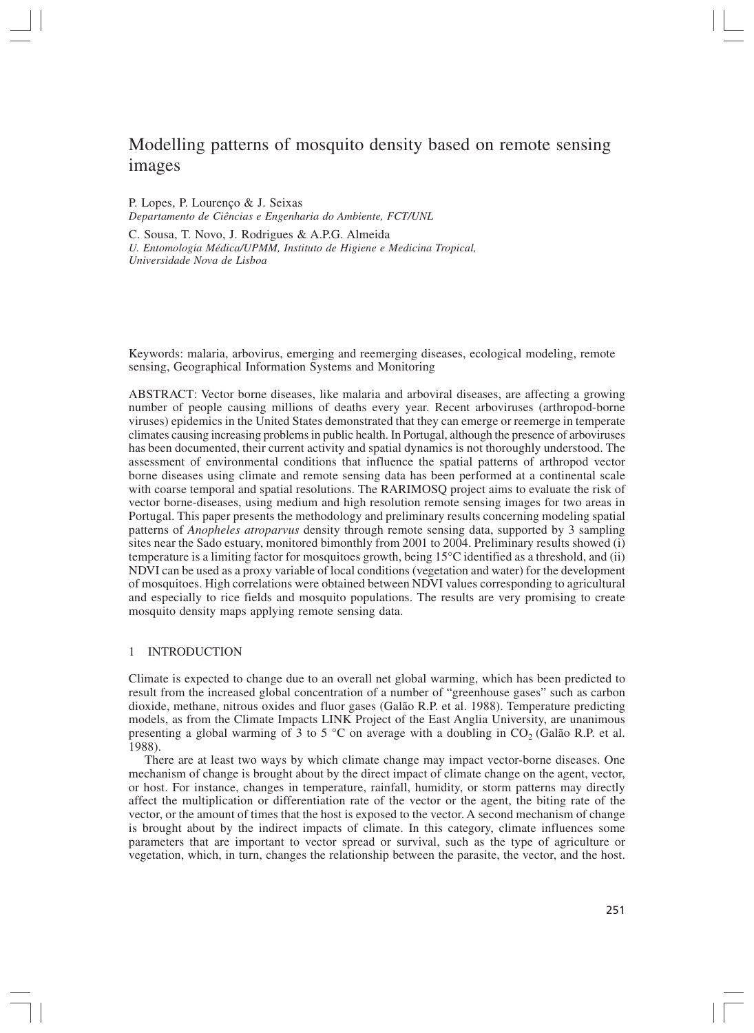# Modelling patterns of mosquito density based on remote sensing images

P. Lopes, P. Lourenço & J. Seixas
*Departamento de Ciências e Engenharia do Ambiente, FCT/UNL*

C. Sousa, T. Novo, J. Rodrigues & A.P.G. Almeida
*U. Entomologia Médica/UPMM, Instituto de Higiene e Medicina Tropical, Universidade Nova de Lisboa*

Keywords: malaria, arbovirus, emerging and reemerging diseases, ecological modeling, remote sensing, Geographical Information Systems and Monitoring

ABSTRACT: Vector borne diseases, like malaria and arboviral diseases, are affecting a growing number of people causing millions of deaths every year. Recent arboviruses (arthropod-borne viruses) epidemics in the United States demonstrated that they can emerge or reemerge in temperate climates causing increasing problems in public health. In Portugal, although the presence of arboviruses has been documented, their current activity and spatial dynamics is not thoroughly understood. The assessment of environmental conditions that influence the spatial patterns of arthropod vector borne diseases using climate and remote sensing data has been performed at a continental scale with coarse temporal and spatial resolutions. The RARIMOSQ project aims to evaluate the risk of vector borne-diseases, using medium and high resolution remote sensing images for two areas in Portugal. This paper presents the methodology and preliminary results concerning modeling spatial patterns of *Anopheles atroparvus* density through remote sensing data, supported by 3 sampling sites near the Sado estuary, monitored bimonthly from 2001 to 2004. Preliminary results showed (i) temperature is a limiting factor for mosquitoes growth, being 15°C identified as a threshold, and (ii) NDVI can be used as a proxy variable of local conditions (vegetation and water) for the development of mosquitoes. High correlations were obtained between NDVI values corresponding to agricultural and especially to rice fields and mosquito populations. The results are very promising to create mosquito density maps applying remote sensing data.

## 1 INTRODUCTION

Climate is expected to change due to an overall net global warming, which has been predicted to result from the increased global concentration of a number of "greenhouse gases" such as carbon dioxide, methane, nitrous oxides and fluor gases (Galão R.P. et al. 1988). Temperature predicting models, as from the Climate Impacts LINK Project of the East Anglia University, are unanimous presenting a global warming of 3 to 5 °C on average with a doubling in $CO_2$ (Galão R.P. et al. 1988).

There are at least two ways by which climate change may impact vector-borne diseases. One mechanism of change is brought about by the direct impact of climate change on the agent, vector, or host. For instance, changes in temperature, rainfall, humidity, or storm patterns may directly affect the multiplication or differentiation rate of the vector or the agent, the biting rate of the vector, or the amount of times that the host is exposed to the vector. A second mechanism of change is brought about by the indirect impacts of climate. In this category, climate influences some parameters that are important to vector spread or survival, such as the type of agriculture or vegetation, which, in turn, changes the relationship between the parasite, the vector, and the host.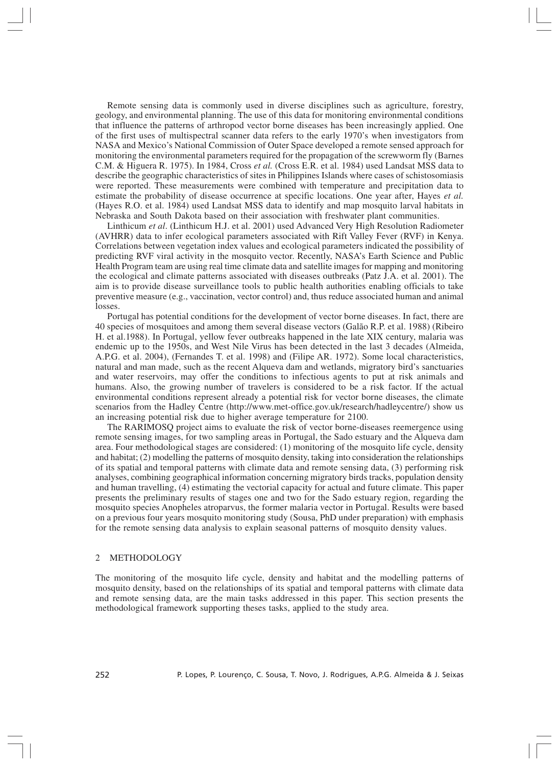Remote sensing data is commonly used in diverse disciplines such as agriculture, forestry, geology, and environmental planning. The use of this data for monitoring environmental conditions that influence the patterns of arthropod vector borne diseases has been increasingly applied. One of the first uses of multispectral scanner data refers to the early 1970's when investigators from NASA and Mexico's National Commission of Outer Space developed a remote sensed approach for monitoring the environmental parameters required for the propagation of the screwworm fly (Barnes C.M. & Higuera R. 1975). In 1984, Cross *et al.* (Cross E.R. et al. 1984) used Landsat MSS data to describe the geographic characteristics of sites in Philippines Islands where cases of schistosomiasis were reported. These measurements were combined with temperature and precipitation data to estimate the probability of disease occurrence at specific locations. One year after, Hayes *et al.* (Hayes R.O. et al. 1984) used Landsat MSS data to identify and map mosquito larval habitats in Nebraska and South Dakota based on their association with freshwater plant communities.

Linthicum *et al*. (Linthicum H.J. et al. 2001) used Advanced Very High Resolution Radiometer (AVHRR) data to infer ecological parameters associated with Rift Valley Fever (RVF) in Kenya. Correlations between vegetation index values and ecological parameters indicated the possibility of predicting RVF viral activity in the mosquito vector. Recently, NASA's Earth Science and Public Health Program team are using real time climate data and satellite images for mapping and monitoring the ecological and climate patterns associated with diseases outbreaks (Patz J.A. et al. 2001). The aim is to provide disease surveillance tools to public health authorities enabling officials to take preventive measure (e.g., vaccination, vector control) and, thus reduce associated human and animal losses.

Portugal has potential conditions for the development of vector borne diseases. In fact, there are 40 species of mosquitoes and among them several disease vectors (Galão R.P. et al. 1988) (Ribeiro H. et al.1988). In Portugal, yellow fever outbreaks happened in the late XIX century, malaria was endemic up to the 1950s, and West Nile Virus has been detected in the last 3 decades (Almeida, A.P.G. et al. 2004), (Fernandes T. et al. 1998) and (Filipe AR. 1972). Some local characteristics, natural and man made, such as the recent Alqueva dam and wetlands, migratory bird's sanctuaries and water reservoirs, may offer the conditions to infectious agents to put at risk animals and humans. Also, the growing number of travelers is considered to be a risk factor. If the actual environmental conditions represent already a potential risk for vector borne diseases, the climate scenarios from the Hadley Centre (http://www.met-office.gov.uk/research/hadleycentre/) show us an increasing potential risk due to higher average temperature for 2100.

The RARIMOSQ project aims to evaluate the risk of vector borne-diseases reemergence using remote sensing images, for two sampling areas in Portugal, the Sado estuary and the Alqueva dam area. Four methodological stages are considered: (1) monitoring of the mosquito life cycle, density and habitat; (2) modelling the patterns of mosquito density, taking into consideration the relationships of its spatial and temporal patterns with climate data and remote sensing data, (3) performing risk analyses, combining geographical information concerning migratory birds tracks, population density and human travelling, (4) estimating the vectorial capacity for actual and future climate. This paper presents the preliminary results of stages one and two for the Sado estuary region, regarding the mosquito species Anopheles atroparvus, the former malaria vector in Portugal. Results were based on a previous four years mosquito monitoring study (Sousa, PhD under preparation) with emphasis for the remote sensing data analysis to explain seasonal patterns of mosquito density values.

## 2 METHODOLOGY

The monitoring of the mosquito life cycle, density and habitat and the modelling patterns of mosquito density, based on the relationships of its spatial and temporal patterns with climate data and remote sensing data, are the main tasks addressed in this paper. This section presents the methodological framework supporting theses tasks, applied to the study area.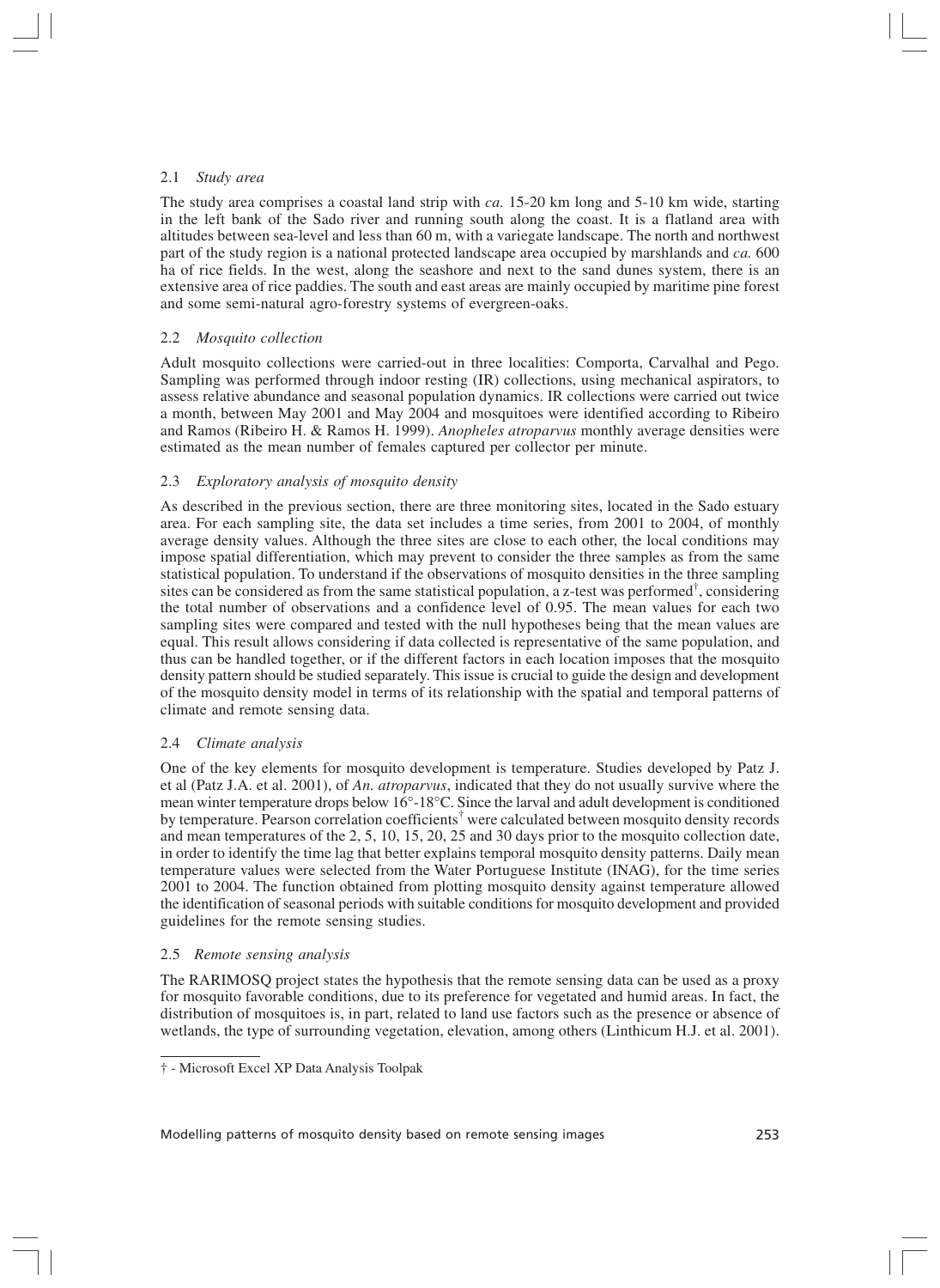### 2.1 *Study area*

The study area comprises a coastal land strip with *ca.* 15-20 km long and 5-10 km wide, starting in the left bank of the Sado river and running south along the coast. It is a flatland area with altitudes between sea-level and less than 60 m, with a variegate landscape. The north and northwest part of the study region is a national protected landscape area occupied by marshlands and *ca.* 600 ha of rice fields. In the west, along the seashore and next to the sand dunes system, there is an extensive area of rice paddies. The south and east areas are mainly occupied by maritime pine forest and some semi-natural agro-forestry systems of evergreen-oaks.

### 2.2 *Mosquito collection*

Adult mosquito collections were carried-out in three localities: Comporta, Carvalhal and Pego. Sampling was performed through indoor resting (IR) collections, using mechanical aspirators, to assess relative abundance and seasonal population dynamics. IR collections were carried out twice a month, between May 2001 and May 2004 and mosquitoes were identified according to Ribeiro and Ramos (Ribeiro H. & Ramos H. 1999). *Anopheles atroparvus* monthly average densities were estimated as the mean number of females captured per collector per minute.

### 2.3 *Exploratory analysis of mosquito density*

As described in the previous section, there are three monitoring sites, located in the Sado estuary area. For each sampling site, the data set includes a time series, from 2001 to 2004, of monthly average density values. Although the three sites are close to each other, the local conditions may impose spatial differentiation, which may prevent to consider the three samples as from the same statistical population. To understand if the observations of mosquito densities in the three sampling sites can be considered as from the same statistical population, a z-test was performed[†], considering the total number of observations and a confidence level of 0.95. The mean values for each two sampling sites were compared and tested with the null hypotheses being that the mean values are equal. This result allows considering if data collected is representative of the same population, and thus can be handled together, or if the different factors in each location imposes that the mosquito density pattern should be studied separately. This issue is crucial to guide the design and development of the mosquito density model in terms of its relationship with the spatial and temporal patterns of climate and remote sensing data.

### 2.4 *Climate analysis*

One of the key elements for mosquito development is temperature. Studies developed by Patz J. et al (Patz J.A. et al. 2001), of *An. atroparvus*, indicated that they do not usually survive where the mean winter temperature drops below 16°-18°C. Since the larval and adult development is conditioned by temperature. Pearson correlation coefficients[†] were calculated between mosquito density records and mean temperatures of the 2, 5, 10, 15, 20, 25 and 30 days prior to the mosquito collection date, in order to identify the time lag that better explains temporal mosquito density patterns. Daily mean temperature values were selected from the Water Portuguese Institute (INAG), for the time series 2001 to 2004. The function obtained from plotting mosquito density against temperature allowed the identification of seasonal periods with suitable conditions for mosquito development and provided guidelines for the remote sensing studies.

### 2.5 *Remote sensing analysis*

The RARIMOSQ project states the hypothesis that the remote sensing data can be used as a proxy for mosquito favorable conditions, due to its preference for vegetated and humid areas. In fact, the distribution of mosquitoes is, in part, related to land use factors such as the presence or absence of wetlands, the type of surrounding vegetation, elevation, among others (Linthicum H.J. et al. 2001).

† - Microsoft Excel XP Data Analysis Toolpak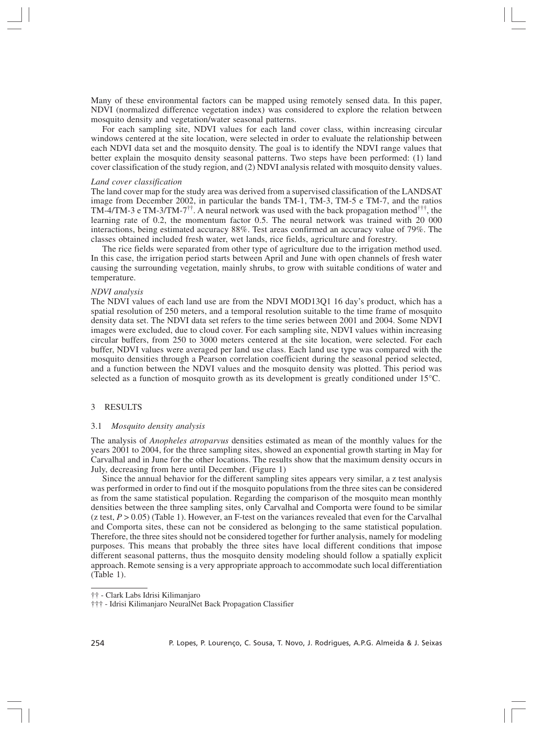Many of these environmental factors can be mapped using remotely sensed data. In this paper, NDVI (normalized difference vegetation index) was considered to explore the relation between mosquito density and vegetation/water seasonal patterns.

For each sampling site, NDVI values for each land cover class, within increasing circular windows centered at the site location, were selected in order to evaluate the relationship between each NDVI data set and the mosquito density. The goal is to identify the NDVI range values that better explain the mosquito density seasonal patterns. Two steps have been performed: (1) land cover classification of the study region, and (2) NDVI analysis related with mosquito density values.

*Land cover classification*

The land cover map for the study area was derived from a supervised classification of the LANDSAT image from December 2002, in particular the bands TM-1, TM-3, TM-5 e TM-7, and the ratios TM-4/TM-3 e TM-3/TM-7[††]. A neural network was used with the back propagation method[†††], the learning rate of 0.2, the momentum factor 0.5. The neural network was trained with 20 000 interactions, being estimated accuracy 88%. Test areas confirmed an accuracy value of 79%. The classes obtained included fresh water, wet lands, rice fields, agriculture and forestry.

The rice fields were separated from other type of agriculture due to the irrigation method used. In this case, the irrigation period starts between April and June with open channels of fresh water causing the surrounding vegetation, mainly shrubs, to grow with suitable conditions of water and temperature.

*NDVI analysis*

The NDVI values of each land use are from the NDVI MOD13Q1 16 day's product, which has a spatial resolution of 250 meters, and a temporal resolution suitable to the time frame of mosquito density data set. The NDVI data set refers to the time series between 2001 and 2004. Some NDVI images were excluded, due to cloud cover. For each sampling site, NDVI values within increasing circular buffers, from 250 to 3000 meters centered at the site location, were selected. For each buffer, NDVI values were averaged per land use class. Each land use type was compared with the mosquito densities through a Pearson correlation coefficient during the seasonal period selected, and a function between the NDVI values and the mosquito density was plotted. This period was selected as a function of mosquito growth as its development is greatly conditioned under 15°C.

## 3 RESULTS

### 3.1 *Mosquito density analysis*

The analysis of *Anopheles atroparvus* densities estimated as mean of the monthly values for the years 2001 to 2004, for the three sampling sites, showed an exponential growth starting in May for Carvalhal and in June for the other locations. The results show that the maximum density occurs in July, decreasing from here until December. (Figure 1)

Since the annual behavior for the different sampling sites appears very similar, a z test analysis was performed in order to find out if the mosquito populations from the three sites can be considered as from the same statistical population. Regarding the comparison of the mosquito mean monthly densities between the three sampling sites, only Carvalhal and Comporta were found to be similar (z test, $P > 0.05$) (Table 1). However, an F-test on the variances revealed that even for the Carvalhal and Comporta sites, these can not be considered as belonging to the same statistical population. Therefore, the three sites should not be considered together for further analysis, namely for modeling purposes. This means that probably the three sites have local different conditions that impose different seasonal patterns, thus the mosquito density modeling should follow a spatially explicit approach. Remote sensing is a very appropriate approach to accommodate such local differentiation (Table 1).

†† - Clark Labs Idrisi Kilimanjaro

††† - Idrisi Kilimanjaro NeuralNet Back Propagation Classifier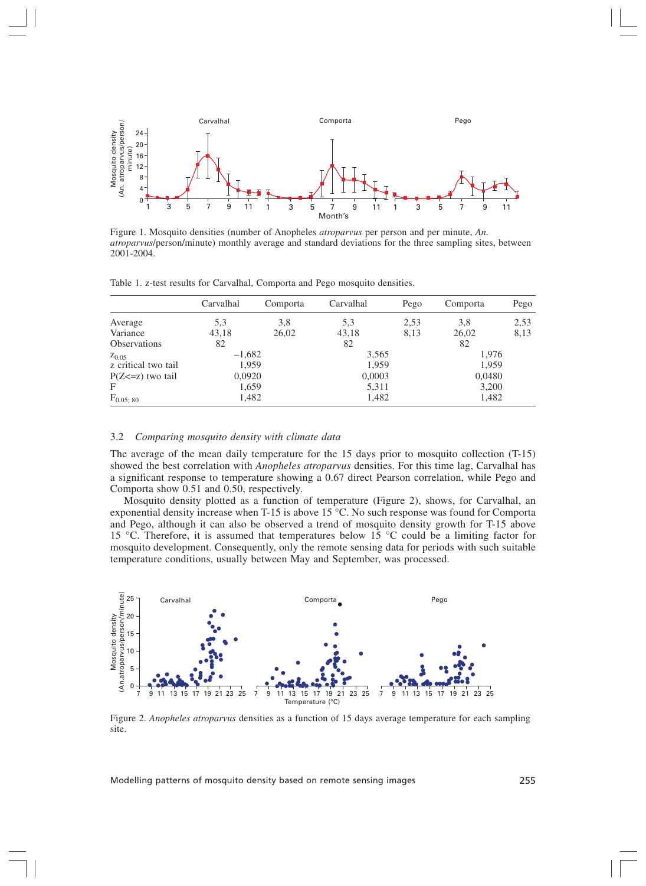Figure 1. Mosquito densities (number of Anopheles *atroparvus* per person and per minute, *An. atroparvus*/person/minute) monthly average and standard deviations for the three sampling sites, between 2001-2004.

Table 1. z-test results for Carvalhal, Comporta and Pego mosquito densities.

| | Carvalhal | Comporta | Carvalhal | Pego | Comporta | Pego |
|---|---|---|---|---|---|---|
| Average | 5,3 | 3,8 | 5,3 | 2,53 | 3,8 | 2,53 |
| Variance | 43,18 | 26,02 | 43,18 | 8,13 | 26,02 | 8,13 |
| Observations | 82 | | 82 | | 82 | |
| $z_{0.05}$ | −1,682 | | 3,565 | | 1,976 | |
| z critical two tail | 1,959 | | 1,959 | | 1,959 | |
| P(Z<=z) two tail | 0,0920 | | 0,0003 | | 0,0480 | |
| F | 1,659 | | 5,311 | | 3,200 | |
| $F_{0.05;\,80}$ | 1,482 | | 1,482 | | 1,482 | |

### 3.2 *Comparing mosquito density with climate data*

The average of the mean daily temperature for the 15 days prior to mosquito collection (T-15) showed the best correlation with *Anopheles atroparvus* densities. For this time lag, Carvalhal has a significant response to temperature showing a 0.67 direct Pearson correlation, while Pego and Comporta show 0.51 and 0.50, respectively.

Mosquito density plotted as a function of temperature (Figure 2), shows, for Carvalhal, an exponential density increase when T-15 is above 15 °C. No such response was found for Comporta and Pego, although it can also be observed a trend of mosquito density growth for T-15 above 15 °C. Therefore, it is assumed that temperatures below 15 °C could be a limiting factor for mosquito development. Consequently, only the remote sensing data for periods with such suitable temperature conditions, usually between May and September, was processed.

Figure 2. *Anopheles atroparvus* densities as a function of 15 days average temperature for each sampling site.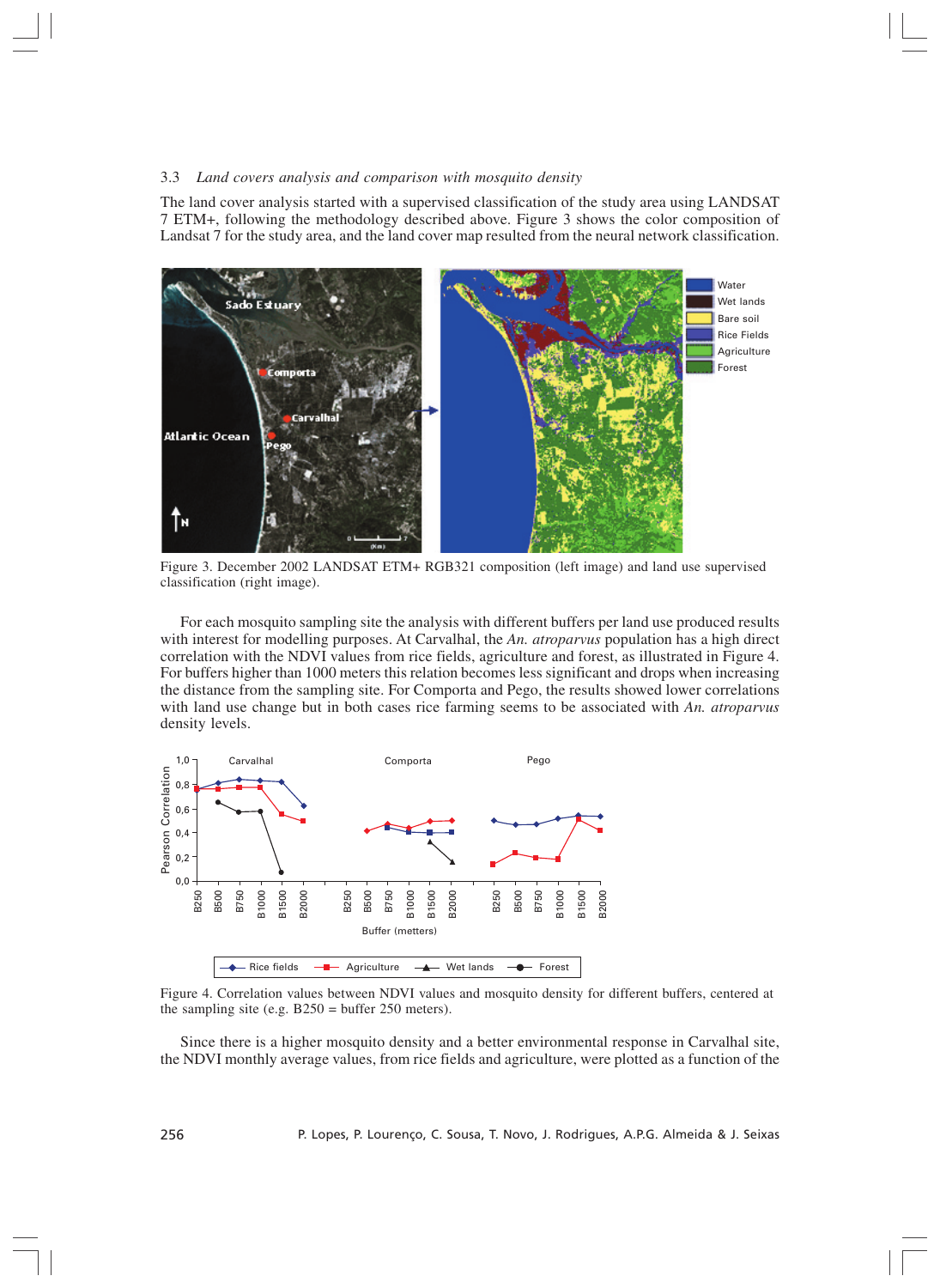### 3.3 *Land covers analysis and comparison with mosquito density*

The land cover analysis started with a supervised classification of the study area using LANDSAT 7 ETM+, following the methodology described above. Figure 3 shows the color composition of Landsat 7 for the study area, and the land cover map resulted from the neural network classification.

Figure 3. December 2002 LANDSAT ETM+ RGB321 composition (left image) and land use supervised classification (right image).

For each mosquito sampling site the analysis with different buffers per land use produced results with interest for modelling purposes. At Carvalhal, the *An. atroparvus* population has a high direct correlation with the NDVI values from rice fields, agriculture and forest, as illustrated in Figure 4. For buffers higher than 1000 meters this relation becomes less significant and drops when increasing the distance from the sampling site. For Comporta and Pego, the results showed lower correlations with land use change but in both cases rice farming seems to be associated with *An. atroparvus* density levels.

Figure 4. Correlation values between NDVI values and mosquito density for different buffers, centered at the sampling site (e.g. B250 = buffer 250 meters).

Since there is a higher mosquito density and a better environmental response in Carvalhal site, the NDVI monthly average values, from rice fields and agriculture, were plotted as a function of the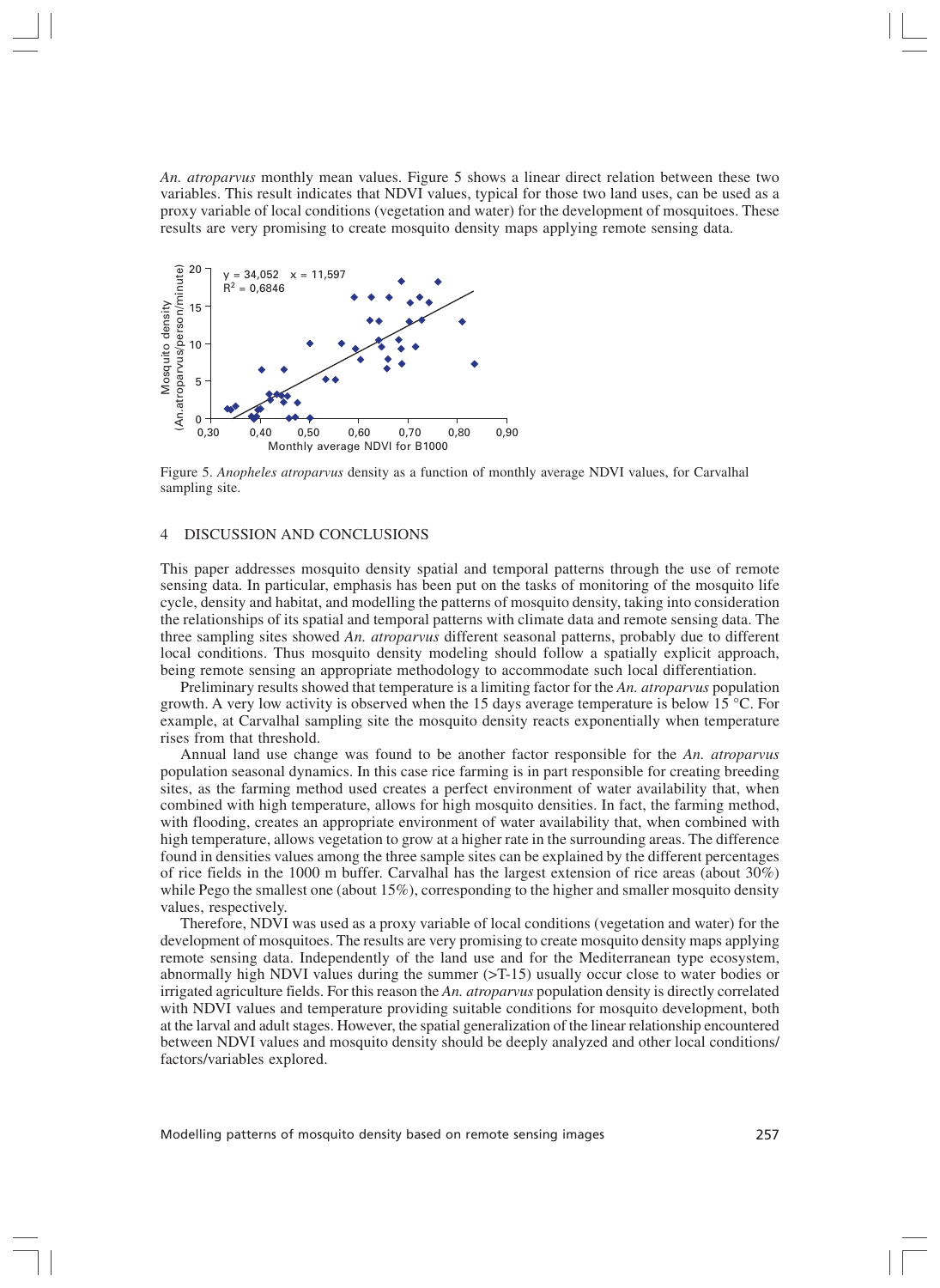*An. atroparvus* monthly mean values. Figure 5 shows a linear direct relation between these two variables. This result indicates that NDVI values, typical for those two land uses, can be used as a proxy variable of local conditions (vegetation and water) for the development of mosquitoes. These results are very promising to create mosquito density maps applying remote sensing data.

Figure 5. *Anopheles atroparvus* density as a function of monthly average NDVI values, for Carvalhal sampling site.

## 4 DISCUSSION AND CONCLUSIONS

This paper addresses mosquito density spatial and temporal patterns through the use of remote sensing data. In particular, emphasis has been put on the tasks of monitoring of the mosquito life cycle, density and habitat, and modelling the patterns of mosquito density, taking into consideration the relationships of its spatial and temporal patterns with climate data and remote sensing data. The three sampling sites showed *An. atroparvus* different seasonal patterns, probably due to different local conditions. Thus mosquito density modeling should follow a spatially explicit approach, being remote sensing an appropriate methodology to accommodate such local differentiation.

Preliminary results showed that temperature is a limiting factor for the *An. atroparvus* population growth. A very low activity is observed when the 15 days average temperature is below 15 °C. For example, at Carvalhal sampling site the mosquito density reacts exponentially when temperature rises from that threshold.

Annual land use change was found to be another factor responsible for the *An. atroparvus* population seasonal dynamics. In this case rice farming is in part responsible for creating breeding sites, as the farming method used creates a perfect environment of water availability that, when combined with high temperature, allows for high mosquito densities. In fact, the farming method, with flooding, creates an appropriate environment of water availability that, when combined with high temperature, allows vegetation to grow at a higher rate in the surrounding areas. The difference found in densities values among the three sample sites can be explained by the different percentages of rice fields in the 1000 m buffer. Carvalhal has the largest extension of rice areas (about 30%) while Pego the smallest one (about 15%), corresponding to the higher and smaller mosquito density values, respectively.

Therefore, NDVI was used as a proxy variable of local conditions (vegetation and water) for the development of mosquitoes. The results are very promising to create mosquito density maps applying remote sensing data. Independently of the land use and for the Mediterranean type ecosystem, abnormally high NDVI values during the summer (>T-15) usually occur close to water bodies or irrigated agriculture fields. For this reason the *An. atroparvus* population density is directly correlated with NDVI values and temperature providing suitable conditions for mosquito development, both at the larval and adult stages. However, the spatial generalization of the linear relationship encountered between NDVI values and mosquito density should be deeply analyzed and other local conditions/factors/variables explored.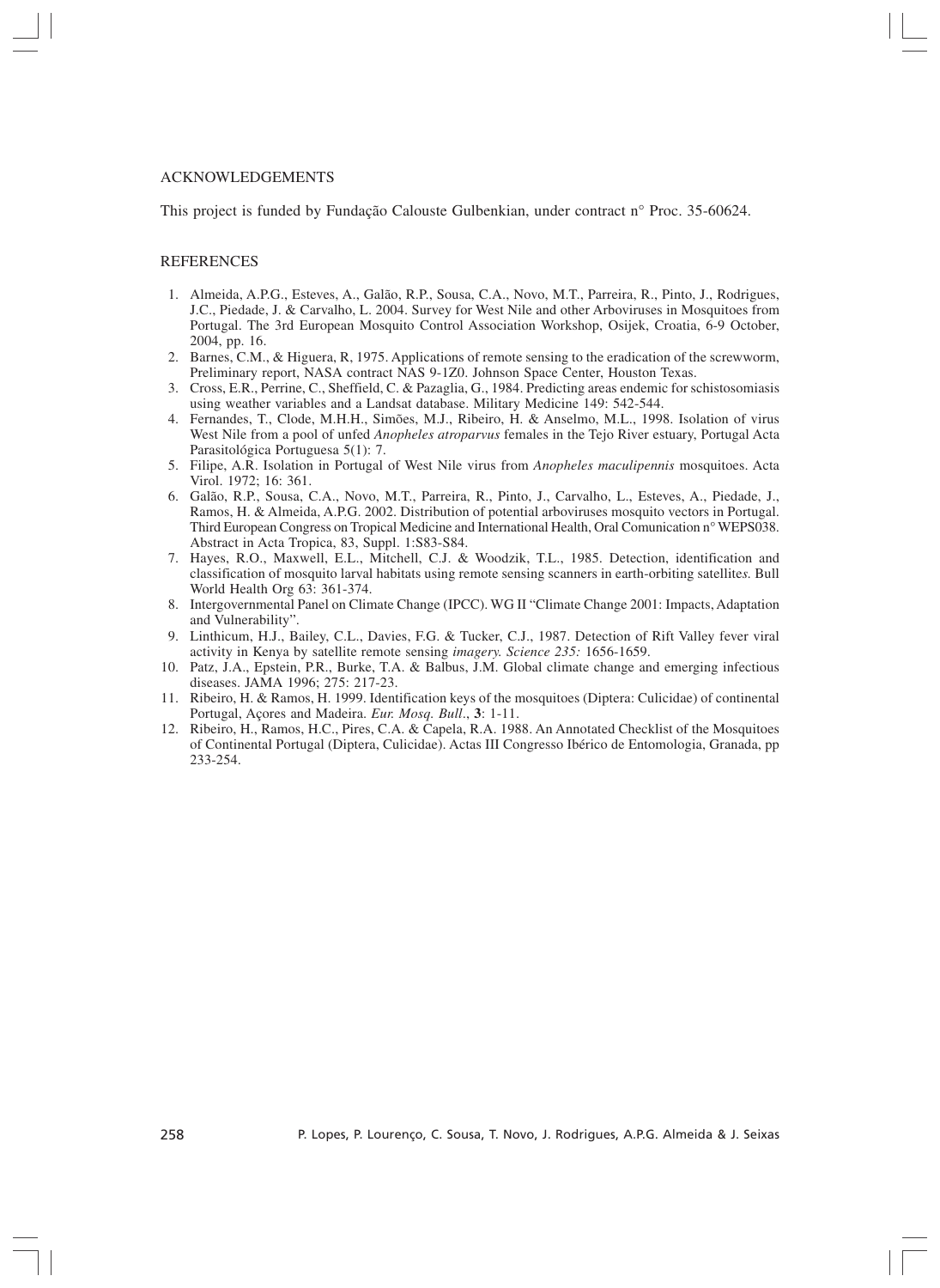## ACKNOWLEDGEMENTS

This project is funded by Fundação Calouste Gulbenkian, under contract n° Proc. 35-60624.

## REFERENCES

1. Almeida, A.P.G., Esteves, A., Galão, R.P., Sousa, C.A., Novo, M.T., Parreira, R., Pinto, J., Rodrigues, J.C., Piedade, J. & Carvalho, L. 2004. Survey for West Nile and other Arboviruses in Mosquitoes from Portugal. The 3rd European Mosquito Control Association Workshop, Osijek, Croatia, 6-9 October, 2004, pp. 16.
2. Barnes, C.M., & Higuera, R, 1975. Applications of remote sensing to the eradication of the screwworm, Preliminary report, NASA contract NAS 9-1Z0. Johnson Space Center, Houston Texas.
3. Cross, E.R., Perrine, C., Sheffield, C. & Pazaglia, G., 1984. Predicting areas endemic for schistosomiasis using weather variables and a Landsat database. Military Medicine 149: 542-544.
4. Fernandes, T., Clode, M.H.H., Simões, M.J., Ribeiro, H. & Anselmo, M.L., 1998. Isolation of virus West Nile from a pool of unfed *Anopheles atroparvus* females in the Tejo River estuary, Portugal Acta Parasitológica Portuguesa 5(1): 7.
5. Filipe, A.R. Isolation in Portugal of West Nile virus from *Anopheles maculipennis* mosquitoes. Acta Virol. 1972; 16: 361.
6. Galão, R.P., Sousa, C.A., Novo, M.T., Parreira, R., Pinto, J., Carvalho, L., Esteves, A., Piedade, J., Ramos, H. & Almeida, A.P.G. 2002. Distribution of potential arboviruses mosquito vectors in Portugal. Third European Congress on Tropical Medicine and International Health, Oral Comunication n° WEPS038. Abstract in Acta Tropica, 83, Suppl. 1:S83-S84.
7. Hayes, R.O., Maxwell, E.L., Mitchell, C.J. & Woodzik, T.L., 1985. Detection, identification and classification of mosquito larval habitats using remote sensing scanners in earth-orbiting satellite*s.* Bull World Health Org 63: 361-374.
8. Intergovernmental Panel on Climate Change (IPCC). WG II "Climate Change 2001: Impacts, Adaptation and Vulnerability".
9. Linthicum, H.J., Bailey, C.L., Davies, F.G. & Tucker, C.J., 1987. Detection of Rift Valley fever viral activity in Kenya by satellite remote sensing *imagery. Science 235:* 1656-1659.
10. Patz, J.A., Epstein, P.R., Burke, T.A. & Balbus, J.M. Global climate change and emerging infectious diseases. JAMA 1996; 275: 217-23.
11. Ribeiro, H. & Ramos, H. 1999. Identification keys of the mosquitoes (Diptera: Culicidae) of continental Portugal, Açores and Madeira. *Eur. Mosq. Bull*., **3**: 1-11.
12. Ribeiro, H., Ramos, H.C., Pires, C.A. & Capela, R.A. 1988. An Annotated Checklist of the Mosquitoes of Continental Portugal (Diptera, Culicidae). Actas III Congresso Ibérico de Entomologia, Granada, pp 233-254.